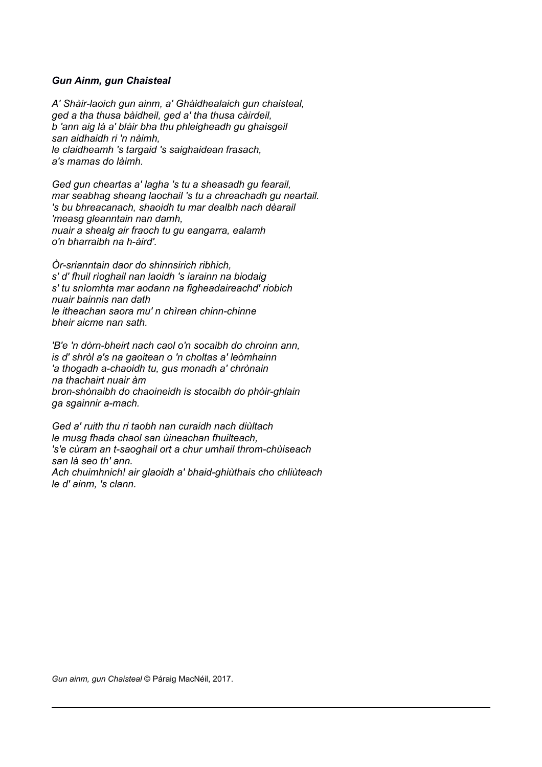***Gun Ainm, gun Chaisteal***

*A' Shàir-laoich gun ainm, a' Ghàidhealaich gun chaisteal,*
*ged a tha thusa bàidheil, ged a' tha thusa càirdeil,*
*b 'ann aig là a' blàir bha thu phleigheadh gu ghaisgeil*
*san aidhaidh ri 'n nàimh,*
*le claidheamh 's targaid 's saighaidean frasach,*
*a's mamas do làimh.*

*Ged gun cheartas a' lagha 's tu a sheasadh gu fearail,*
*mar seabhag sheang laochail 's tu a chreachadh gu neartail.*
*'s bu bhreacanach, shaoidh tu mar dealbh nach dèarail*
*'measg gleanntain nan damh,*
*nuair a shealg air fraoch tu gu eangarra, ealamh*
*o'n bharraibh na h-àird'.*

*Òr-srianntain daor do shinnsirich ribhich,*
*s' d' fhuil rìoghail nan laoidh 's iarainn na biodaig*
*s' tu snìomhta mar aodann na figheadaireachd' riobich*
*nuair bainnis nan dath*
*le itheachan saora mu' n chìrean chinn-chinne*
*bheir aicme nan sath.*

*'B'e 'n dòrn-bheirt nach caol o'n socaibh do chroinn ann,*
*is d' shròl a's na gaoitean o 'n choltas a' leòmhainn*
*'a thogadh a-chaoidh tu, gus monadh a' chrònain*
*na thachairt nuair àm*
*bron-shònaibh do chaoineidh is stocaibh do phòir-ghlain*
*ga sgainnir a-mach.*

*Ged a' ruith thu ri taobh nan curaidh nach diùltach*
*le musg fhada chaol san ùineachan fhuilteach,*
*'s'e cùram an t-saoghail ort a chur umhail throm-chùiseach*
*san là seo th' ann.*
*Ach chuimhnich! air glaoidh a' bhaid-ghiùthais cho chliùteach*
*le d' ainm, 's clann.*

*Gun ainm, gun Chaisteal* © Páraig MacNéil, 2017.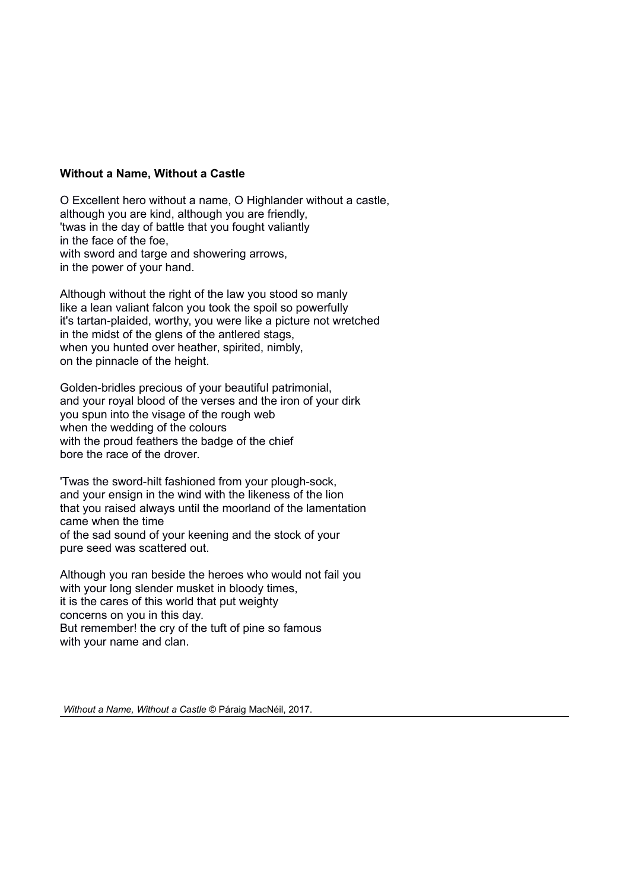**Without a Name, Without a Castle**

O Excellent hero without a name, O Highlander without a castle,  
although you are kind, although you are friendly,  
'twas in the day of battle that you fought valiantly  
in the face of the foe,  
with sword and targe and showering arrows,  
in the power of your hand.

Although without the right of the law you stood so manly  
like a lean valiant falcon you took the spoil so powerfully  
it's tartan-plaided, worthy, you were like a picture not wretched  
in the midst of the glens of the antlered stags,  
when you hunted over heather, spirited, nimbly,  
on the pinnacle of the height.

Golden-bridles precious of your beautiful patrimonial,  
and your royal blood of the verses and the iron of your dirk  
you spun into the visage of the rough web  
when the wedding of the colours  
with the proud feathers the badge of the chief  
bore the race of the drover.

'Twas the sword-hilt fashioned from your plough-sock,  
and your ensign in the wind with the likeness of the lion  
that you raised always until the moorland of the lamentation  
came when the time  
of the sad sound of your keening and the stock of your  
pure seed was scattered out.

Although you ran beside the heroes who would not fail you  
with your long slender musket in bloody times,  
it is the cares of this world that put weighty  
concerns on you in this day.  
But remember! the cry of the tuft of pine so famous  
with your name and clan.

*Without a Name, Without a Castle* © Páraig MacNéil, 2017.